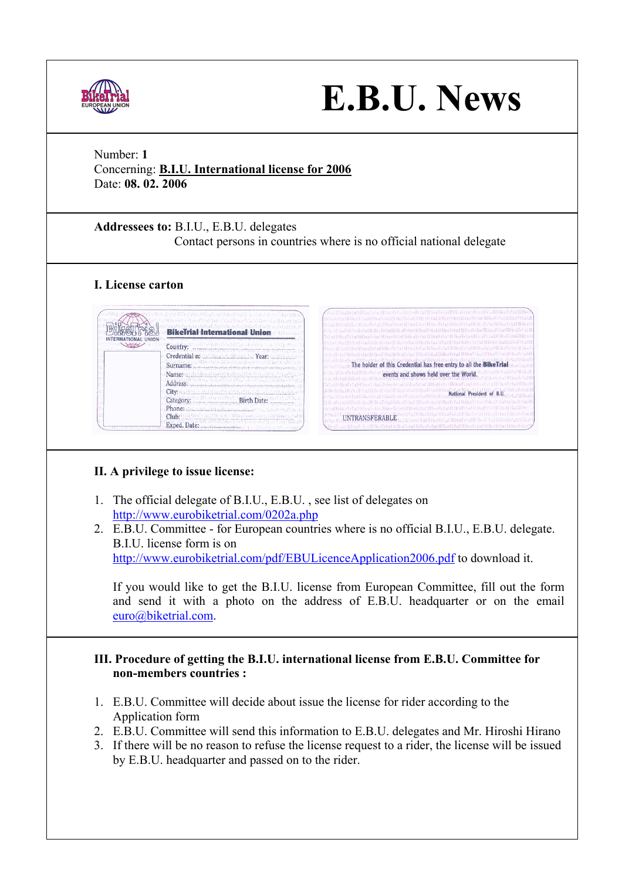# E.B.U. News

Number: **1**
Concerning: **B.I.U. International license for 2006**
Date: **08. 02. 2006**

**Addressees to:** B.I.U., E.B.U. delegates
Contact persons in countries where is no official national delegate

## I. License carton

## II. A privilege to issue license:

1. The official delegate of B.I.U., E.B.U. , see list of delegates on http://www.eurobiketrial.com/0202a.php
2. E.B.U. Committee - for European countries where is no official B.I.U., E.B.U. delegate. B.I.U. license form is on http://www.eurobiketrial.com/pdf/EBULicenceApplication2006.pdf to download it.

   If you would like to get the B.I.U. license from European Committee, fill out the form and send it with a photo on the address of E.B.U. headquarter or on the email euro@biketrial.com.

## III. Procedure of getting the B.I.U. international license from E.B.U. Committee for non-members countries :

1. E.B.U. Committee will decide about issue the license for rider according to the Application form
2. E.B.U. Committee will send this information to E.B.U. delegates and Mr. Hiroshi Hirano
3. If there will be no reason to refuse the license request to a rider, the license will be issued by E.B.U. headquarter and passed on to the rider.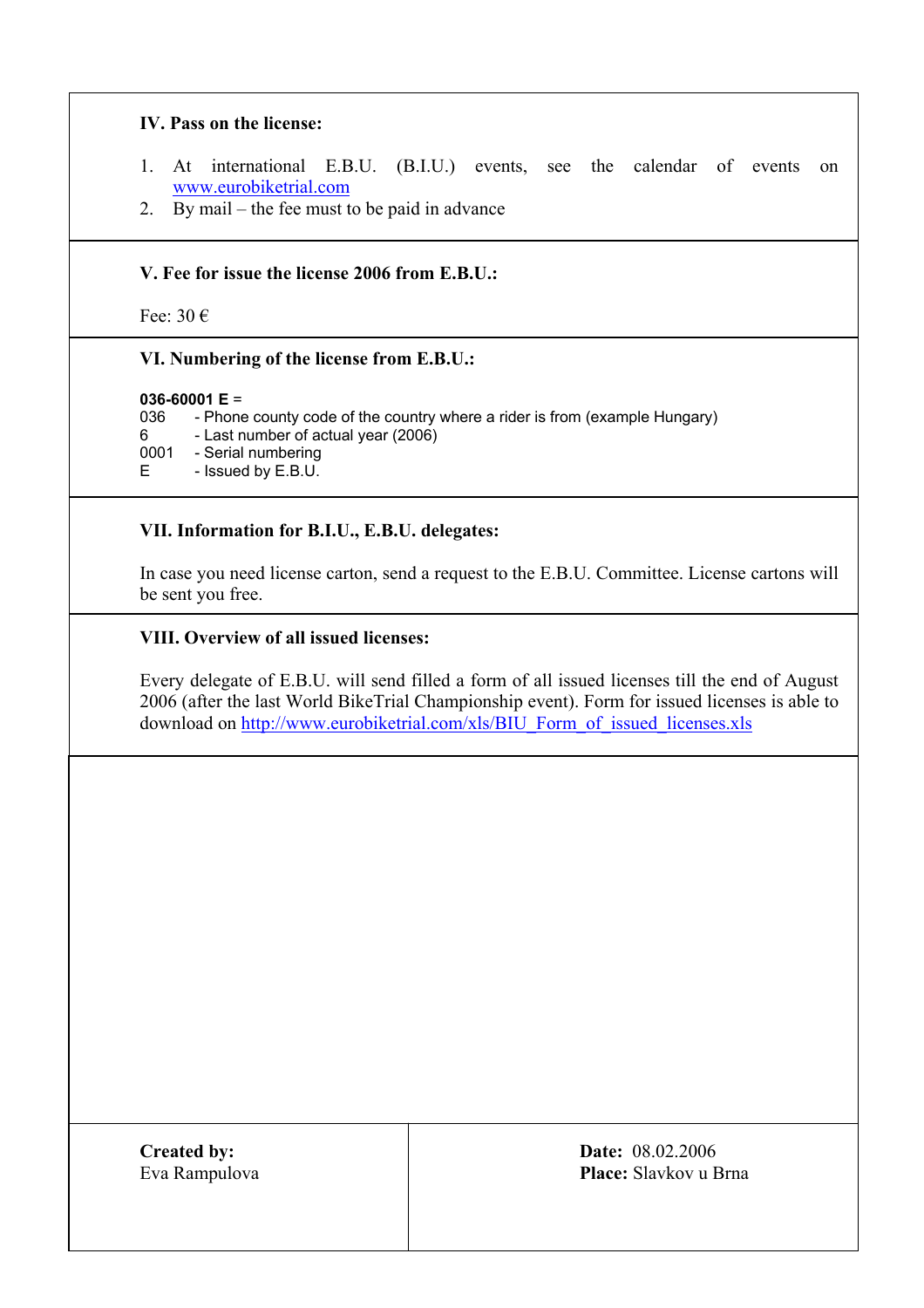**IV. Pass on the license:**

1. At international E.B.U. (B.I.U.) events, see the calendar of events on www.eurobiketrial.com
2. By mail – the fee must to be paid in advance

**V. Fee for issue the license 2006 from E.B.U.:**

Fee: 30 €

**VI. Numbering of the license from E.B.U.:**

**036-60001 E** =

| | |
|---|---|
| 036 | - Phone county code of the country where a rider is from (example Hungary) |
| 6 | - Last number of actual year (2006) |
| 0001 | - Serial numbering |
| E | - Issued by E.B.U. |

**VII. Information for B.I.U., E.B.U. delegates:**

In case you need license carton, send a request to the E.B.U. Committee. License cartons will be sent you free.

**VIII. Overview of all issued licenses:**

Every delegate of E.B.U. will send filled a form of all issued licenses till the end of August 2006 (after the last World BikeTrial Championship event). Form for issued licenses is able to download on http://www.eurobiketrial.com/xls/BIU_Form_of_issued_licenses.xls

| | |
|---|---|
| **Created by:** Eva Rampulova | **Date:** 08.02.2006 **Place:** Slavkov u Brna |